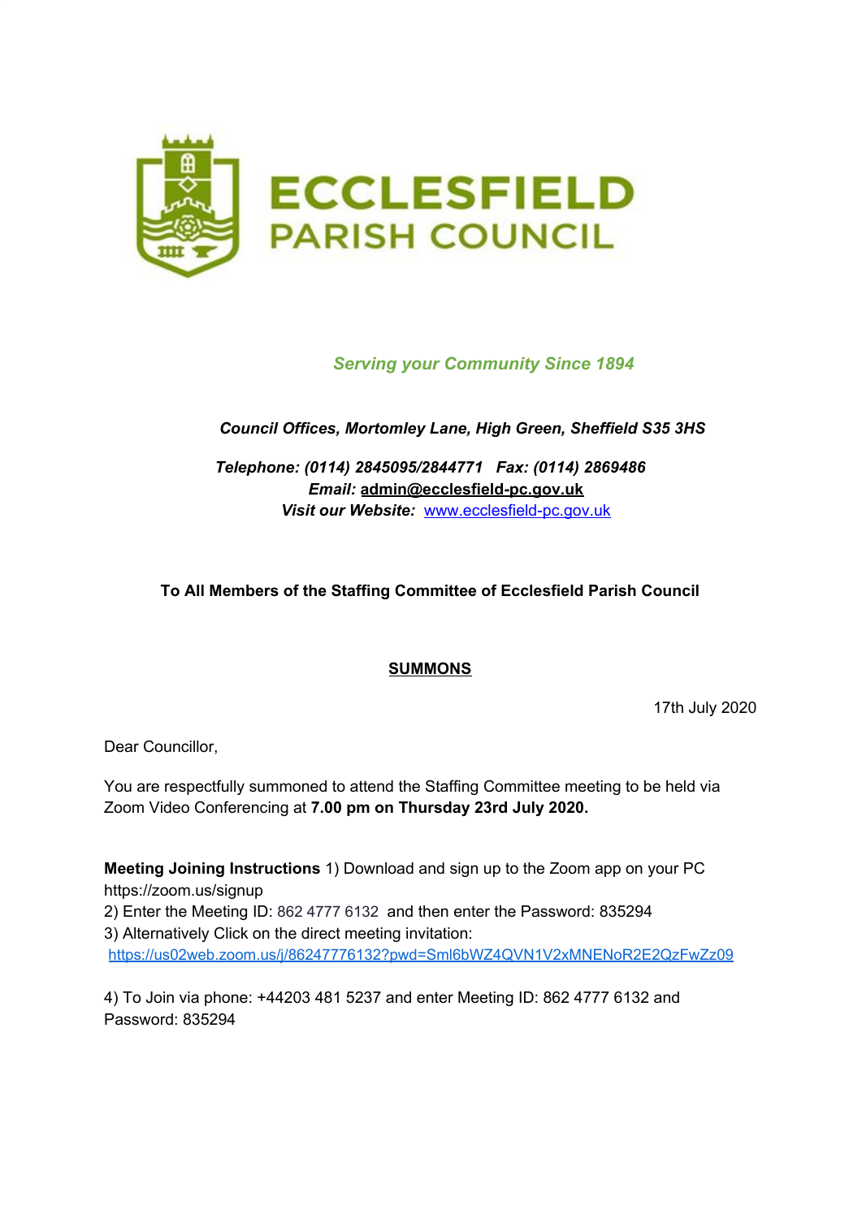# ECCLESFIELD PARISH COUNCIL

*Serving your Community Since 1894*

***Council Offices, Mortomley Lane, High Green, Sheffield S35 3HS***

***Telephone: (0114) 2845095/2844771 Fax: (0114) 2869486***
***Email:*** **admin@ecclesfield-pc.gov.uk**
***Visit our Website:*** www.ecclesfield-pc.gov.uk

**To All Members of the Staffing Committee of Ecclesfield Parish Council**

**SUMMONS**

17th July 2020

Dear Councillor,

You are respectfully summoned to attend the Staffing Committee meeting to be held via Zoom Video Conferencing at **7.00 pm on Thursday 23rd July 2020.**

**Meeting Joining Instructions** 1) Download and sign up to the Zoom app on your PC https://zoom.us/signup

2) Enter the Meeting ID: 862 4777 6132 and then enter the Password: 835294

3) Alternatively Click on the direct meeting invitation:
https://us02web.zoom.us/j/86247776132?pwd=Sml6bWZ4QVN1V2xMNENoR2E2QzFwZz09

4) To Join via phone: +44203 481 5237 and enter Meeting ID: 862 4777 6132 and Password: 835294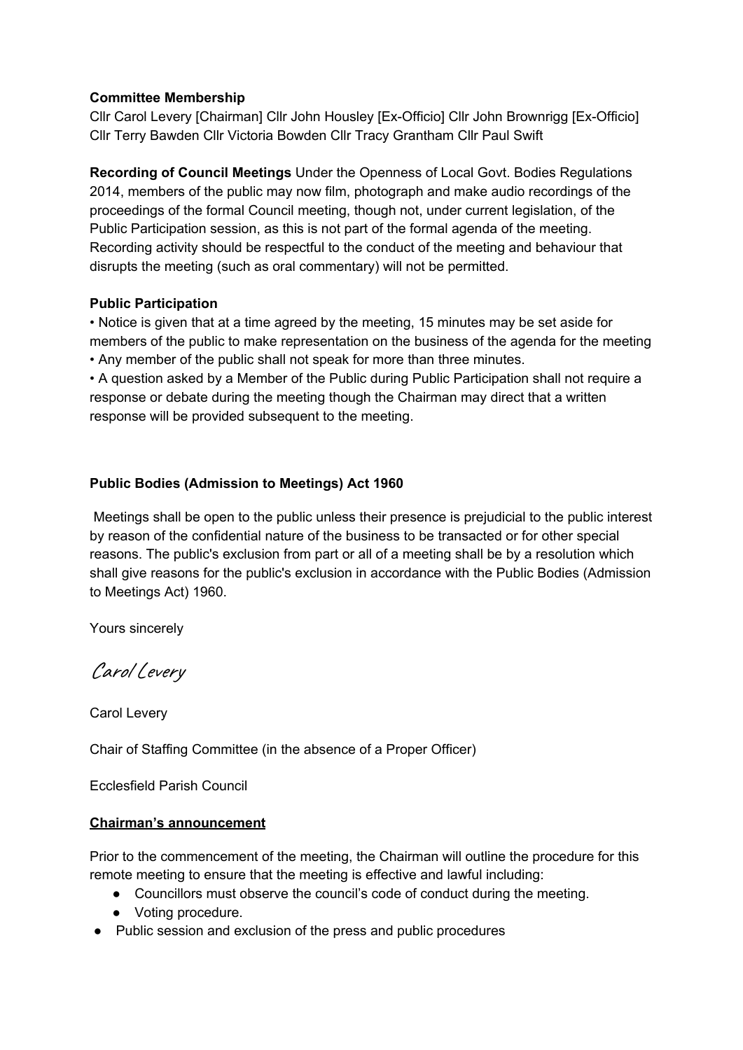**Committee Membership**
Cllr Carol Levery [Chairman] Cllr John Housley [Ex-Officio] Cllr John Brownrigg [Ex-Officio] Cllr Terry Bawden Cllr Victoria Bowden Cllr Tracy Grantham Cllr Paul Swift

**Recording of Council Meetings** Under the Openness of Local Govt. Bodies Regulations 2014, members of the public may now film, photograph and make audio recordings of the proceedings of the formal Council meeting, though not, under current legislation, of the Public Participation session, as this is not part of the formal agenda of the meeting. Recording activity should be respectful to the conduct of the meeting and behaviour that disrupts the meeting (such as oral commentary) will not be permitted.

**Public Participation**

• Notice is given that at a time agreed by the meeting, 15 minutes may be set aside for members of the public to make representation on the business of the agenda for the meeting
• Any member of the public shall not speak for more than three minutes.
• A question asked by a Member of the Public during Public Participation shall not require a response or debate during the meeting though the Chairman may direct that a written response will be provided subsequent to the meeting.

**Public Bodies (Admission to Meetings) Act 1960**

Meetings shall be open to the public unless their presence is prejudicial to the public interest by reason of the confidential nature of the business to be transacted or for other special reasons. The public's exclusion from part or all of a meeting shall be by a resolution which shall give reasons for the public's exclusion in accordance with the Public Bodies (Admission to Meetings Act) 1960.

Yours sincerely

*Carol Levery*

Carol Levery

Chair of Staffing Committee (in the absence of a Proper Officer)

Ecclesfield Parish Council

**Chairman's announcement**

Prior to the commencement of the meeting, the Chairman will outline the procedure for this remote meeting to ensure that the meeting is effective and lawful including:

- Councillors must observe the council's code of conduct during the meeting.
- Voting procedure.
- Public session and exclusion of the press and public procedures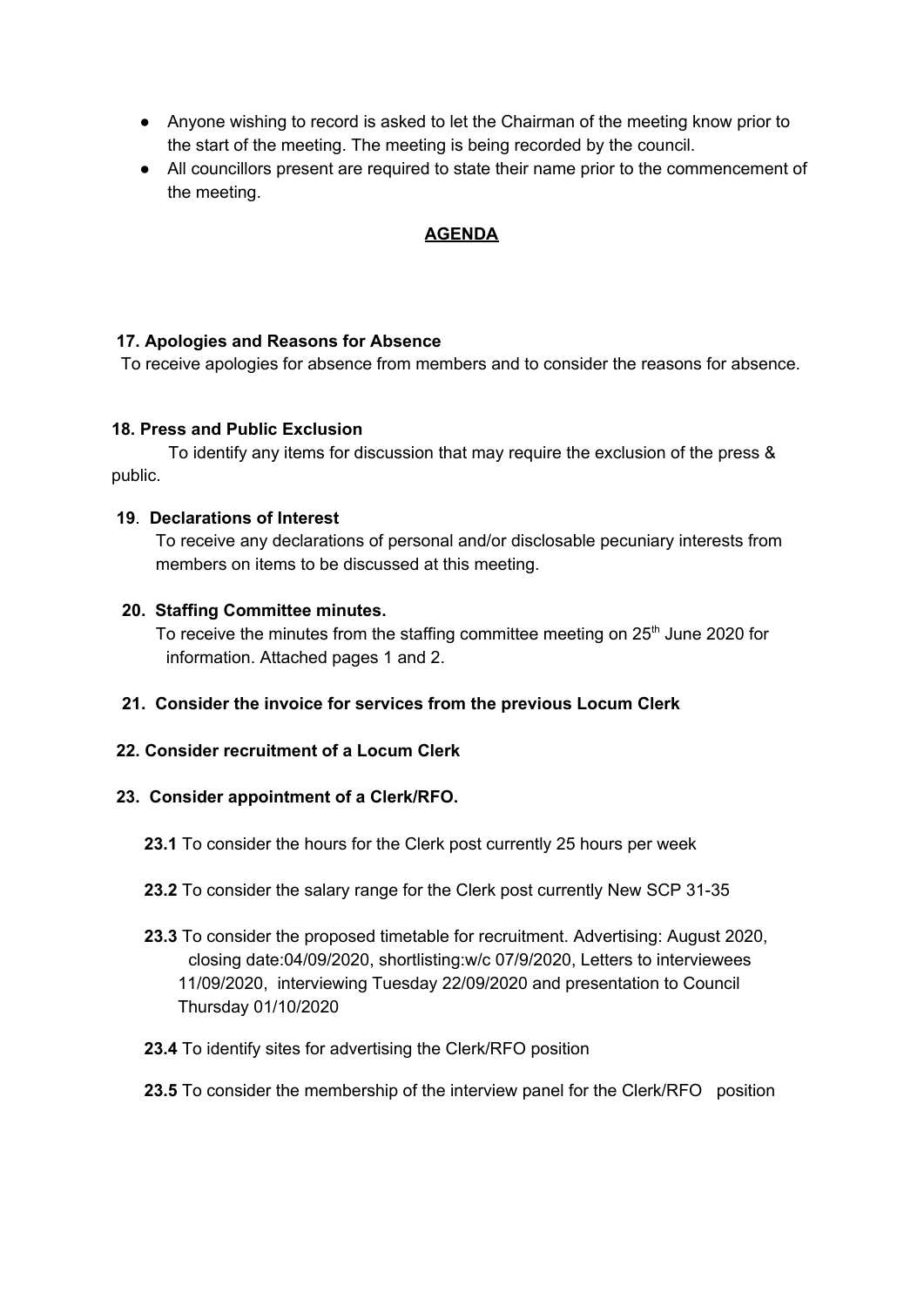- Anyone wishing to record is asked to let the Chairman of the meeting know prior to the start of the meeting. The meeting is being recorded by the council.
- All councillors present are required to state their name prior to the commencement of the meeting.

## AGENDA

**17. Apologies and Reasons for Absence**

To receive apologies for absence from members and to consider the reasons for absence.

**18. Press and Public Exclusion**

To identify any items for discussion that may require the exclusion of the press & public.

**19. Declarations of Interest**

To receive any declarations of personal and/or disclosable pecuniary interests from members on items to be discussed at this meeting.

**20. Staffing Committee minutes.**

To receive the minutes from the staffing committee meeting on 25th June 2020 for information. Attached pages 1 and 2.

**21. Consider the invoice for services from the previous Locum Clerk**

**22. Consider recruitment of a Locum Clerk**

**23. Consider appointment of a Clerk/RFO.**

**23.1** To consider the hours for the Clerk post currently 25 hours per week

**23.2** To consider the salary range for the Clerk post currently New SCP 31-35

**23.3** To consider the proposed timetable for recruitment. Advertising: August 2020, closing date:04/09/2020, shortlisting:w/c 07/9/2020, Letters to interviewees 11/09/2020, interviewing Tuesday 22/09/2020 and presentation to Council Thursday 01/10/2020

**23.4** To identify sites for advertising the Clerk/RFO position

**23.5** To consider the membership of the interview panel for the Clerk/RFO position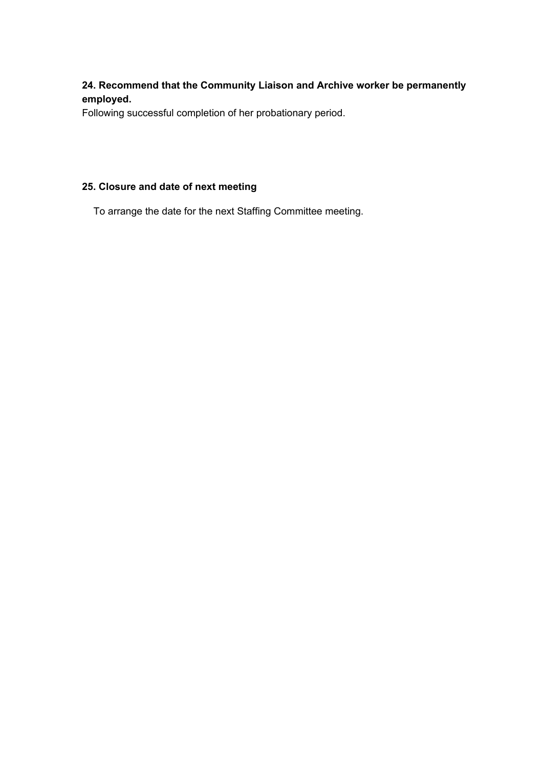**24. Recommend that the Community Liaison and Archive worker be permanently employed.**

Following successful completion of her probationary period.

**25. Closure and date of next meeting**

To arrange the date for the next Staffing Committee meeting.